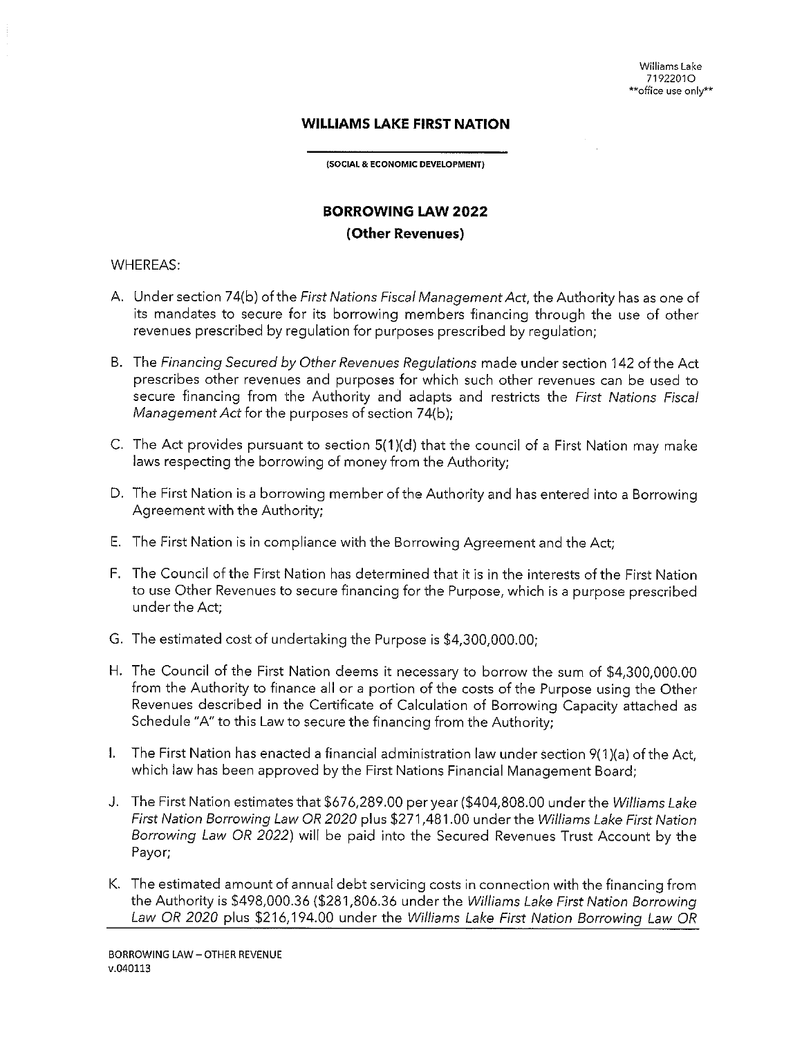Williams Lake
7192201O
**office use only**

## WILLIAMS LAKE FIRST NATION

(SOCIAL & ECONOMIC DEVELOPMENT)

# BORROWING LAW 2022
## (Other Revenues)

WHEREAS:

A. Under section 74(b) of the *First Nations Fiscal Management Act*, the Authority has as one of its mandates to secure for its borrowing members financing through the use of other revenues prescribed by regulation for purposes prescribed by regulation;

B. The *Financing Secured by Other Revenues Regulations* made under section 142 of the Act prescribes other revenues and purposes for which such other revenues can be used to secure financing from the Authority and adapts and restricts the *First Nations Fiscal Management Act* for the purposes of section 74(b);

C. The Act provides pursuant to section 5(1)(d) that the council of a First Nation may make laws respecting the borrowing of money from the Authority;

D. The First Nation is a borrowing member of the Authority and has entered into a Borrowing Agreement with the Authority;

E. The First Nation is in compliance with the Borrowing Agreement and the Act;

F. The Council of the First Nation has determined that it is in the interests of the First Nation to use Other Revenues to secure financing for the Purpose, which is a purpose prescribed under the Act;

G. The estimated cost of undertaking the Purpose is $4,300,000.00;

H. The Council of the First Nation deems it necessary to borrow the sum of $4,300,000.00 from the Authority to finance all or a portion of the costs of the Purpose using the Other Revenues described in the Certificate of Calculation of Borrowing Capacity attached as Schedule "A" to this Law to secure the financing from the Authority;

I. The First Nation has enacted a financial administration law under section 9(1)(a) of the Act, which law has been approved by the First Nations Financial Management Board;

J. The First Nation estimates that $676,289.00 per year ($404,808.00 under the *Williams Lake First Nation Borrowing Law OR 2020* plus $271,481.00 under the *Williams Lake First Nation Borrowing Law OR 2022*) will be paid into the Secured Revenues Trust Account by the Payor;

K. The estimated amount of annual debt servicing costs in connection with the financing from the Authority is $498,000.36 ($281,806.36 under the *Williams Lake First Nation Borrowing Law OR 2020* plus $216,194.00 under the *Williams Lake First Nation Borrowing Law OR*

BORROWING LAW – OTHER REVENUE
v.040113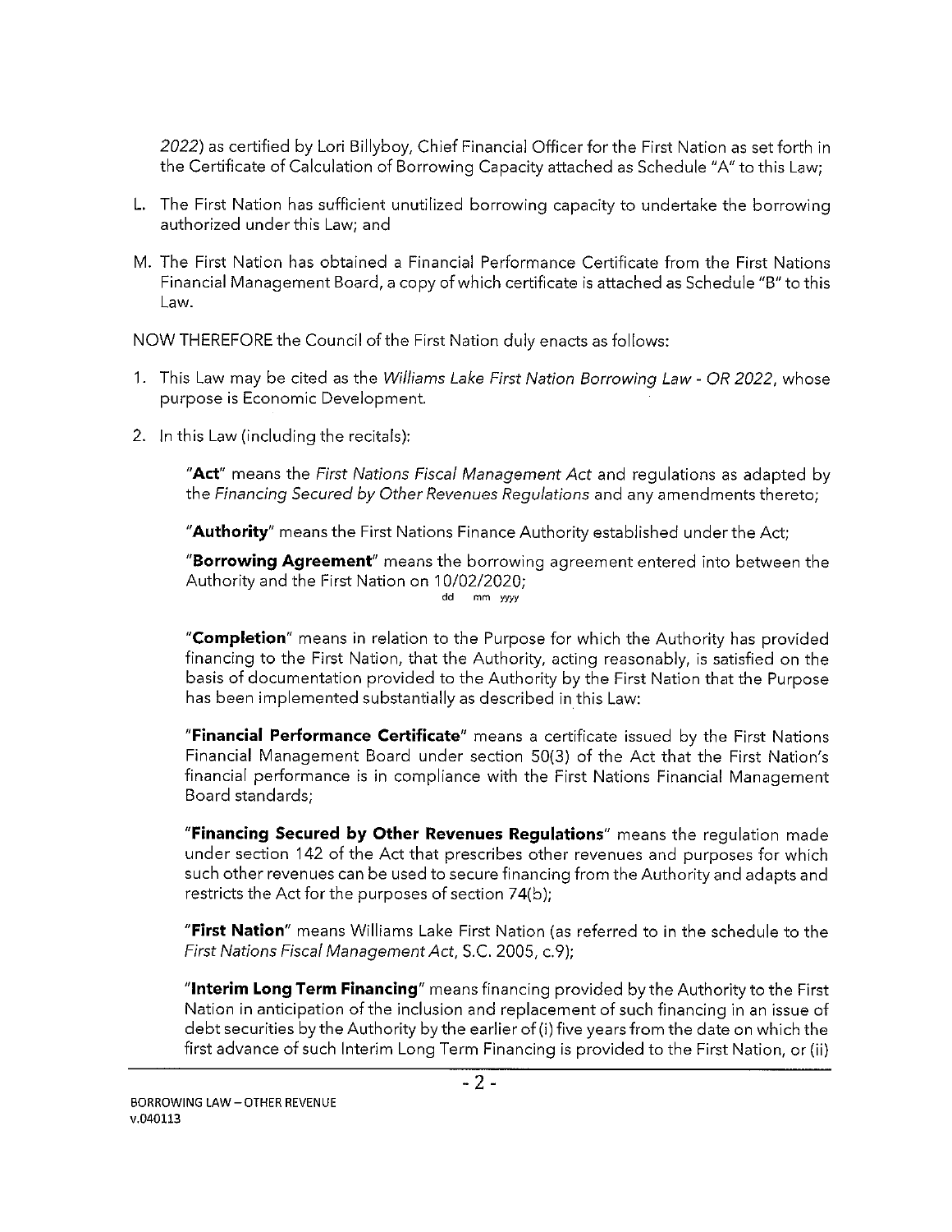2022) as certified by Lori Billyboy, Chief Financial Officer for the First Nation as set forth in the Certificate of Calculation of Borrowing Capacity attached as Schedule "A" to this Law;

L. The First Nation has sufficient unutilized borrowing capacity to undertake the borrowing authorized under this Law; and

M. The First Nation has obtained a Financial Performance Certificate from the First Nations Financial Management Board, a copy of which certificate is attached as Schedule "B" to this Law.

NOW THEREFORE the Council of the First Nation duly enacts as follows:

1. This Law may be cited as the *Williams Lake First Nation Borrowing Law - OR 2022*, whose purpose is Economic Development.

2. In this Law (including the recitals):

   "**Act**" means the *First Nations Fiscal Management Act* and regulations as adapted by the *Financing Secured by Other Revenues Regulations* and any amendments thereto;

   "**Authority**" means the First Nations Finance Authority established under the Act;

   "**Borrowing Agreement**" means the borrowing agreement entered into between the Authority and the First Nation on 10/02/2020;
   dd mm yyyy

   "**Completion**" means in relation to the Purpose for which the Authority has provided financing to the First Nation, that the Authority, acting reasonably, is satisfied on the basis of documentation provided to the Authority by the First Nation that the Purpose has been implemented substantially as described in this Law:

   "**Financial Performance Certificate**" means a certificate issued by the First Nations Financial Management Board under section 50(3) of the Act that the First Nation's financial performance is in compliance with the First Nations Financial Management Board standards;

   "**Financing Secured by Other Revenues Regulations**" means the regulation made under section 142 of the Act that prescribes other revenues and purposes for which such other revenues can be used to secure financing from the Authority and adapts and restricts the Act for the purposes of section 74(b);

   "**First Nation**" means Williams Lake First Nation (as referred to in the schedule to the *First Nations Fiscal Management Act*, S.C. 2005, c.9);

   "**Interim Long Term Financing**" means financing provided by the Authority to the First Nation in anticipation of the inclusion and replacement of such financing in an issue of debt securities by the Authority by the earlier of (i) five years from the date on which the first advance of such Interim Long Term Financing is provided to the First Nation, or (ii)

BORROWING LAW – OTHER REVENUE
v.040113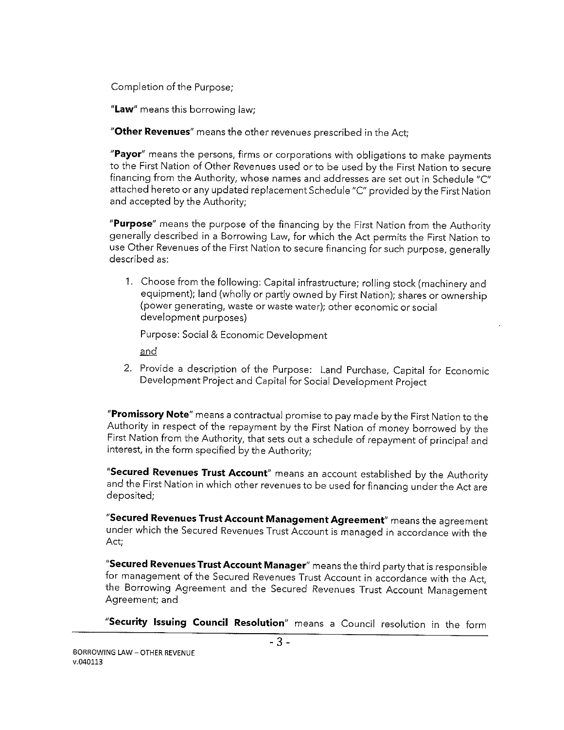Completion of the Purpose;

**"Law"** means this borrowing law;

**"Other Revenues"** means the other revenues prescribed in the Act;

**"Payor"** means the persons, firms or corporations with obligations to make payments to the First Nation of Other Revenues used or to be used by the First Nation to secure financing from the Authority, whose names and addresses are set out in Schedule "C" attached hereto or any updated replacement Schedule "C" provided by the First Nation and accepted by the Authority;

**"Purpose"** means the purpose of the financing by the First Nation from the Authority generally described in a Borrowing Law, for which the Act permits the First Nation to use Other Revenues of the First Nation to secure financing for such purpose, generally described as:

1. Choose from the following: Capital infrastructure; rolling stock (machinery and equipment); land (wholly or partly owned by First Nation); shares or ownership (power generating, waste or waste water); other economic or social development purposes)

   Purpose: Social & Economic Development

   <u>and</u>

2. Provide a description of the Purpose: Land Purchase, Capital for Economic Development Project and Capital for Social Development Project

**"Promissory Note"** means a contractual promise to pay made by the First Nation to the Authority in respect of the repayment by the First Nation of money borrowed by the First Nation from the Authority, that sets out a schedule of repayment of principal and interest, in the form specified by the Authority;

**"Secured Revenues Trust Account"** means an account established by the Authority and the First Nation in which other revenues to be used for financing under the Act are deposited;

**"Secured Revenues Trust Account Management Agreement"** means the agreement under which the Secured Revenues Trust Account is managed in accordance with the Act;

**"Secured Revenues Trust Account Manager"** means the third party that is responsible for management of the Secured Revenues Trust Account in accordance with the Act, the Borrowing Agreement and the Secured Revenues Trust Account Management Agreement; and

**"Security Issuing Council Resolution"** means a Council resolution in the form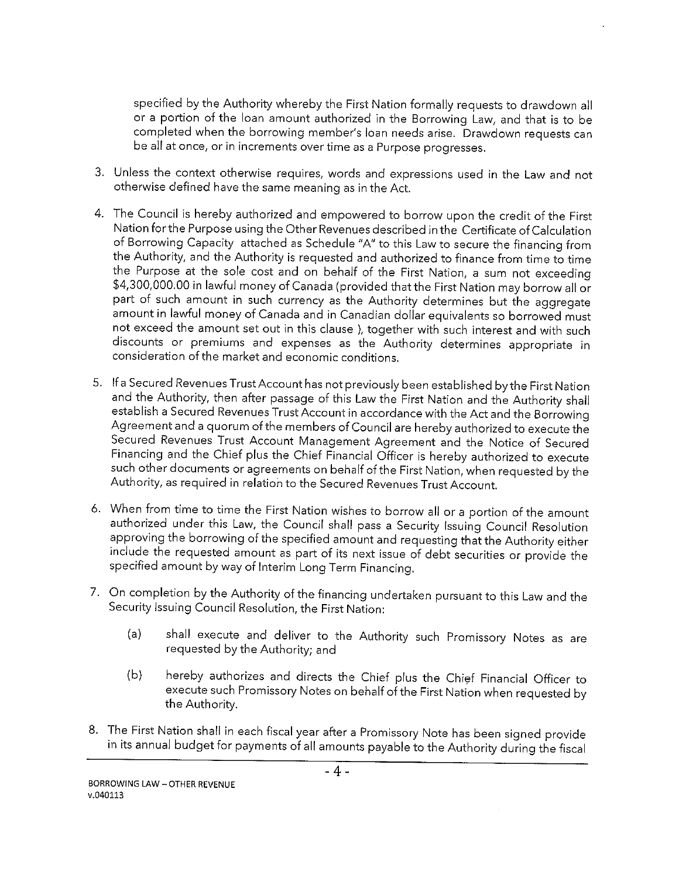specified by the Authority whereby the First Nation formally requests to drawdown all or a portion of the loan amount authorized in the Borrowing Law, and that is to be completed when the borrowing member's loan needs arise. Drawdown requests can be all at once, or in increments over time as a Purpose progresses.

3. Unless the context otherwise requires, words and expressions used in the Law and not otherwise defined have the same meaning as in the Act.

4. The Council is hereby authorized and empowered to borrow upon the credit of the First Nation for the Purpose using the Other Revenues described in the Certificate of Calculation of Borrowing Capacity attached as Schedule "A" to this Law to secure the financing from the Authority, and the Authority is requested and authorized to finance from time to time the Purpose at the sole cost and on behalf of the First Nation, a sum not exceeding $4,300,000.00 in lawful money of Canada (provided that the First Nation may borrow all or part of such amount in such currency as the Authority determines but the aggregate amount in lawful money of Canada and in Canadian dollar equivalents so borrowed must not exceed the amount set out in this clause ), together with such interest and with such discounts or premiums and expenses as the Authority determines appropriate in consideration of the market and economic conditions.

5. If a Secured Revenues Trust Account has not previously been established by the First Nation and the Authority, then after passage of this Law the First Nation and the Authority shall establish a Secured Revenues Trust Account in accordance with the Act and the Borrowing Agreement and a quorum of the members of Council are hereby authorized to execute the Secured Revenues Trust Account Management Agreement and the Notice of Secured Financing and the Chief plus the Chief Financial Officer is hereby authorized to execute such other documents or agreements on behalf of the First Nation, when requested by the Authority, as required in relation to the Secured Revenues Trust Account.

6. When from time to time the First Nation wishes to borrow all or a portion of the amount authorized under this Law, the Council shall pass a Security Issuing Council Resolution approving the borrowing of the specified amount and requesting that the Authority either include the requested amount as part of its next issue of debt securities or provide the specified amount by way of Interim Long Term Financing.

7. On completion by the Authority of the financing undertaken pursuant to this Law and the Security Issuing Council Resolution, the First Nation:

   (a) shall execute and deliver to the Authority such Promissory Notes as are requested by the Authority; and

   (b) hereby authorizes and directs the Chief plus the Chief Financial Officer to execute such Promissory Notes on behalf of the First Nation when requested by the Authority.

8. The First Nation shall in each fiscal year after a Promissory Note has been signed provide in its annual budget for payments of all amounts payable to the Authority during the fiscal

BORROWING LAW – OTHER REVENUE
v.040113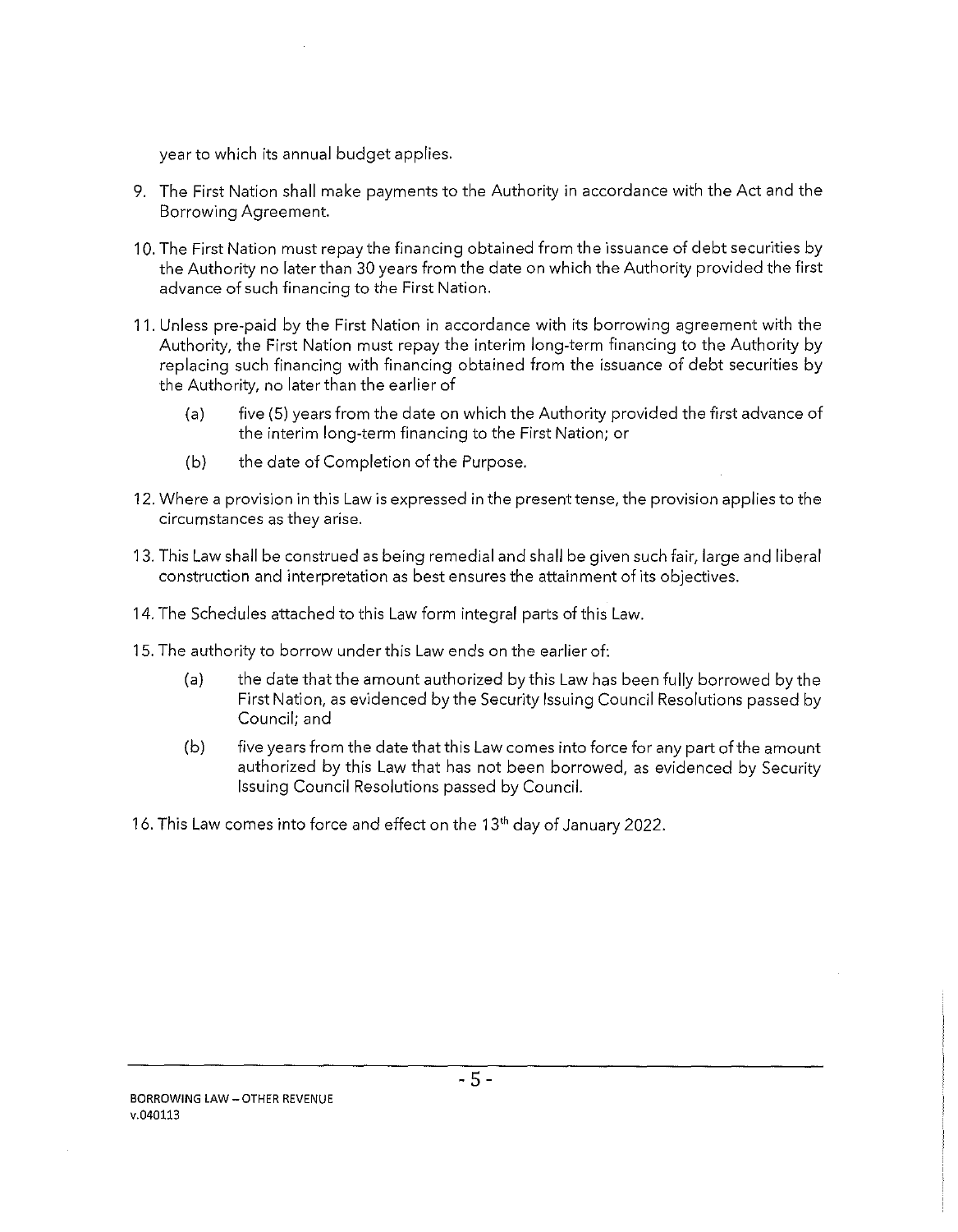year to which its annual budget applies.

9. The First Nation shall make payments to the Authority in accordance with the Act and the Borrowing Agreement.

10. The First Nation must repay the financing obtained from the issuance of debt securities by the Authority no later than 30 years from the date on which the Authority provided the first advance of such financing to the First Nation.

11. Unless pre-paid by the First Nation in accordance with its borrowing agreement with the Authority, the First Nation must repay the interim long-term financing to the Authority by replacing such financing with financing obtained from the issuance of debt securities by the Authority, no later than the earlier of

    (a) five (5) years from the date on which the Authority provided the first advance of the interim long-term financing to the First Nation; or

    (b) the date of Completion of the Purpose.

12. Where a provision in this Law is expressed in the present tense, the provision applies to the circumstances as they arise.

13. This Law shall be construed as being remedial and shall be given such fair, large and liberal construction and interpretation as best ensures the attainment of its objectives.

14. The Schedules attached to this Law form integral parts of this Law.

15. The authority to borrow under this Law ends on the earlier of:

    (a) the date that the amount authorized by this Law has been fully borrowed by the First Nation, as evidenced by the Security Issuing Council Resolutions passed by Council; and

    (b) five years from the date that this Law comes into force for any part of the amount authorized by this Law that has not been borrowed, as evidenced by Security Issuing Council Resolutions passed by Council.

16. This Law comes into force and effect on the 13th day of January 2022.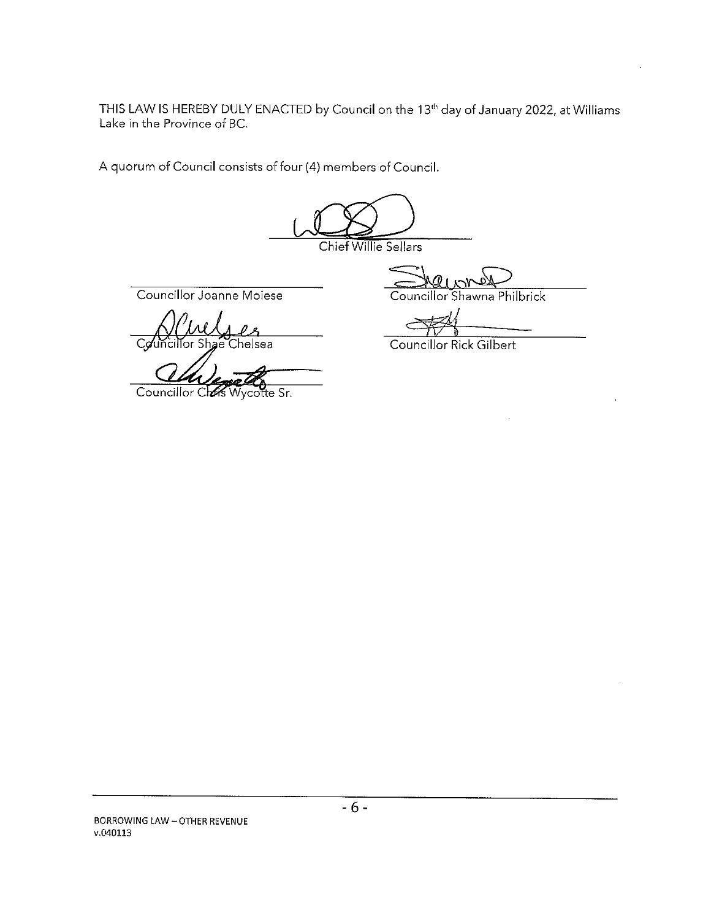THIS LAW IS HEREBY DULY ENACTED by Council on the 13th day of January 2022, at Williams Lake in the Province of BC.

A quorum of Council consists of four (4) members of Council.

Chief Willie Sellars

Councillor Joanne Moiese

Councillor Shawna Philbrick

Councillor Shae Chelsea

Councillor Rick Gilbert

Councillor Chris Wycotte Sr.

BORROWING LAW – OTHER REVENUE
v.040113